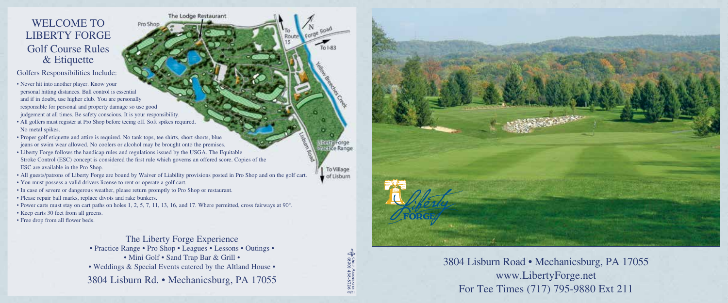# WELCOME TO LIBERTY FORGE

## Golf Course Rules & Etiquette

### Golfers Responsibilities Include:

- Never hit into another player. Know your personal hitting distances. Ball control is essential and if in doubt, use higher club. You are personally responsible for personal and property damage so use good judgement at all times. Be safety conscious. It is your responsibility.
- All golfers must register at Pro Shop before teeing off. Soft spikes required. No metal spikes.
- Proper golf etiquette and attire is required. No tank tops, tee shirts, short shorts, blue jeans or swim wear allowed. No coolers or alcohol may be brought onto the premises.
- Liberty Forge follows the handicap rules and regulations issued by the USGA. The Equitable Stroke Control (ESC) concept is considered the first rule which governs an offered score. Copies of the ESC are available in the Pro Shop.
- All guests/patrons of Liberty Forge are bound by Waiver of Liability provisions posted in Pro Shop and on the golf cart.
- You must possess a valid drivers license to rent or operate a golf cart.
- In case of severe or dangerous weather, please return promptly to Pro Shop or restaurant.
- Please repair ball marks, replace divots and rake bunkers.
- Power carts must stay on cart paths on holes 1, 2, 5, 7, 11, 13, 16, and 17. Where permitted, cross fairways at 90°.
- Keep carts 30 feet from all greens.
- Free drop from all flower beds.

The Lodge Restaurant

Pro Shop

To Route 15

Forge Road

To I-83

Yellow Breeches Creek

Lisburn Road

Liberty Forge Practice Range

To Village of Lisburn

### The Liberty Forge Experience

• Practice Range • Pro Shop • Leagues • Lessons • Outings •
• Mini Golf • Sand Trap Bar & Grill •
• Weddings & Special Events catered by the Altland House •

3804 Lisburn Rd. • Mechanicsburg, PA 17055

Golf Associates (800) 438-8726 08/21

Liberty FORGE

3804 Lisburn Road • Mechanicsburg, PA 17055
www.LibertyForge.net
For Tee Times (717) 795-9880 Ext 211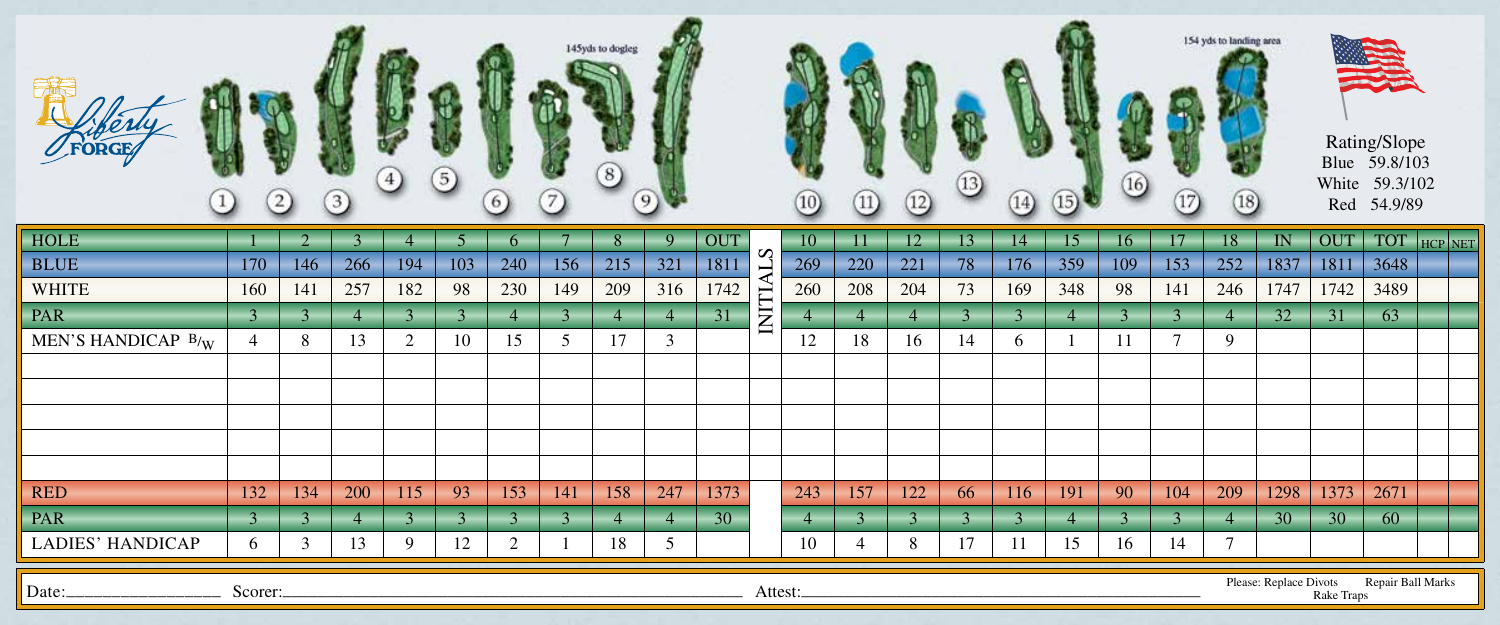Liberty FORGE

145yds to dogleg

154 yds to landing area

Rating/Slope
Blue 59.8/103
White 59.3/102
Red 54.9/89

| HOLE | 1 | 2 | 3 | 4 | 5 | 6 | 7 | 8 | 9 | OUT | INITIALS | 10 | 11 | 12 | 13 | 14 | 15 | 16 | 17 | 18 | IN | OUT | TOT | HCP | NET |
|---|---|---|---|---|---|---|---|---|---|---|---|---|---|---|---|---|---|---|---|---|---|---|---|---|---|
| BLUE | 170 | 146 | 266 | 194 | 103 | 240 | 156 | 215 | 321 | 1811 | | 269 | 220 | 221 | 78 | 176 | 359 | 109 | 153 | 252 | 1837 | 1811 | 3648 | | |
| WHITE | 160 | 141 | 257 | 182 | 98 | 230 | 149 | 209 | 316 | 1742 | | 260 | 208 | 204 | 73 | 169 | 348 | 98 | 141 | 246 | 1747 | 1742 | 3489 | | |
| PAR | 3 | 3 | 4 | 3 | 3 | 4 | 3 | 4 | 4 | 31 | | 4 | 4 | 4 | 3 | 3 | 4 | 3 | 3 | 4 | 32 | 31 | 63 | | |
| MEN'S HANDICAP B/W | 4 | 8 | 13 | 2 | 10 | 15 | 5 | 17 | 3 | | | 12 | 18 | 16 | 14 | 6 | 1 | 11 | 7 | 9 | | | | | |
| | | | | | | | | | | | | | | | | | | | | | | | | | |
| | | | | | | | | | | | | | | | | | | | | | | | | | |
| | | | | | | | | | | | | | | | | | | | | | | | | | |
| | | | | | | | | | | | | | | | | | | | | | | | | | |
| | | | | | | | | | | | | | | | | | | | | | | | | | |
| RED | 132 | 134 | 200 | 115 | 93 | 153 | 141 | 158 | 247 | 1373 | | 243 | 157 | 122 | 66 | 116 | 191 | 90 | 104 | 209 | 1298 | 1373 | 2671 | | |
| PAR | 3 | 3 | 4 | 3 | 3 | 3 | 3 | 4 | 4 | 30 | | 4 | 3 | 3 | 3 | 3 | 4 | 3 | 3 | 4 | 30 | 30 | 60 | | |
| LADIES' HANDICAP | 6 | 3 | 13 | 9 | 12 | 2 | 1 | 18 | 5 | | | 10 | 4 | 8 | 17 | 11 | 15 | 16 | 14 | 7 | | | | | |

Date:________________ Scorer:________________________________ Attest:________________________________

Please: Replace Divots Repair Ball Marks Rake Traps